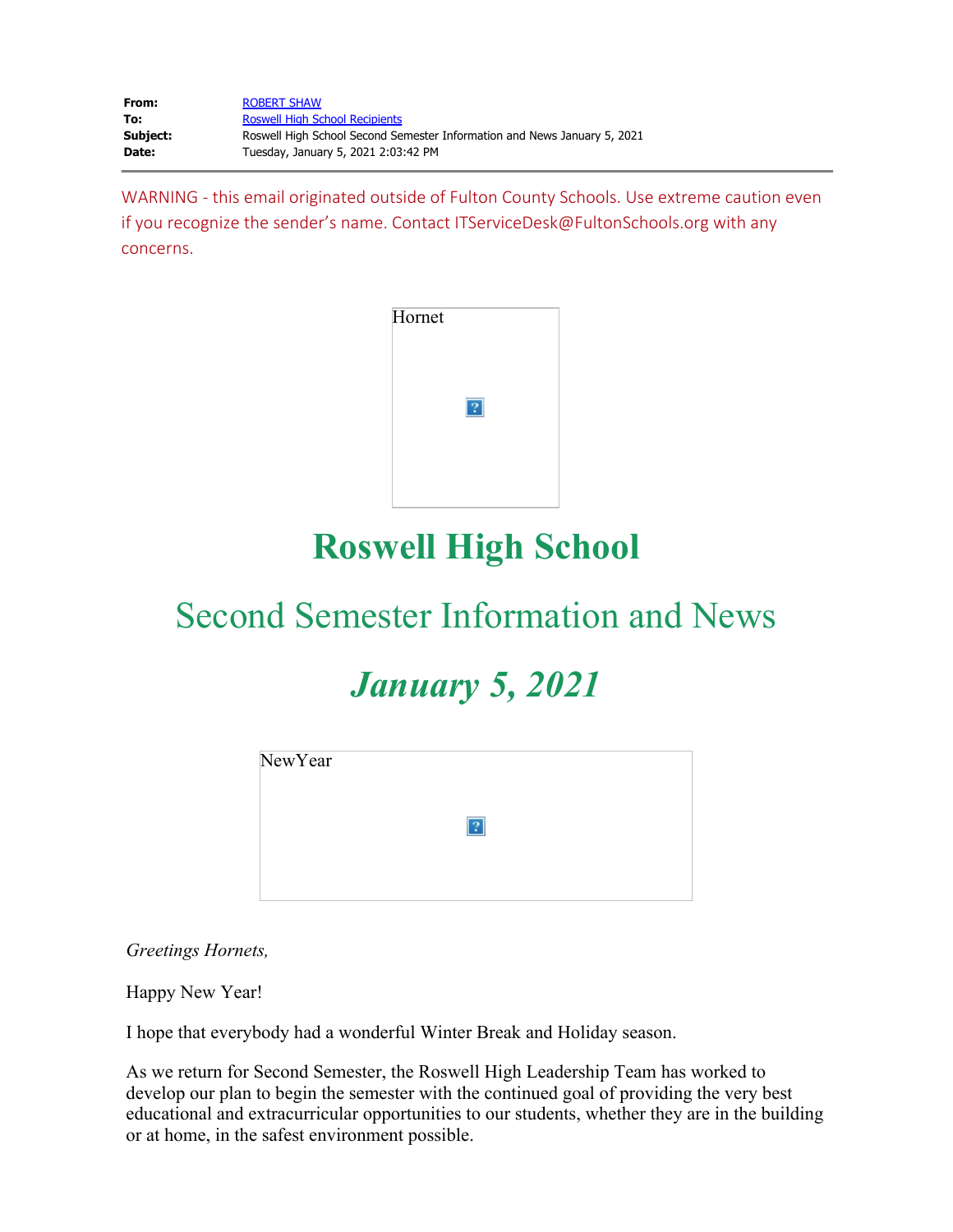**From:** ROBERT SHAW
**To:** Roswell High School Recipients
**Subject:** Roswell High School Second Semester Information and News January 5, 2021
**Date:** Tuesday, January 5, 2021 2:03:42 PM

WARNING - this email originated outside of Fulton County Schools. Use extreme caution even if you recognize the sender's name. Contact ITServiceDesk@FultonSchools.org with any concerns.

Hornet

# Roswell High School

## Second Semester Information and News

## *January 5, 2021*

NewYear

*Greetings Hornets,*

Happy New Year!

I hope that everybody had a wonderful Winter Break and Holiday season.

As we return for Second Semester, the Roswell High Leadership Team has worked to develop our plan to begin the semester with the continued goal of providing the very best educational and extracurricular opportunities to our students, whether they are in the building or at home, in the safest environment possible.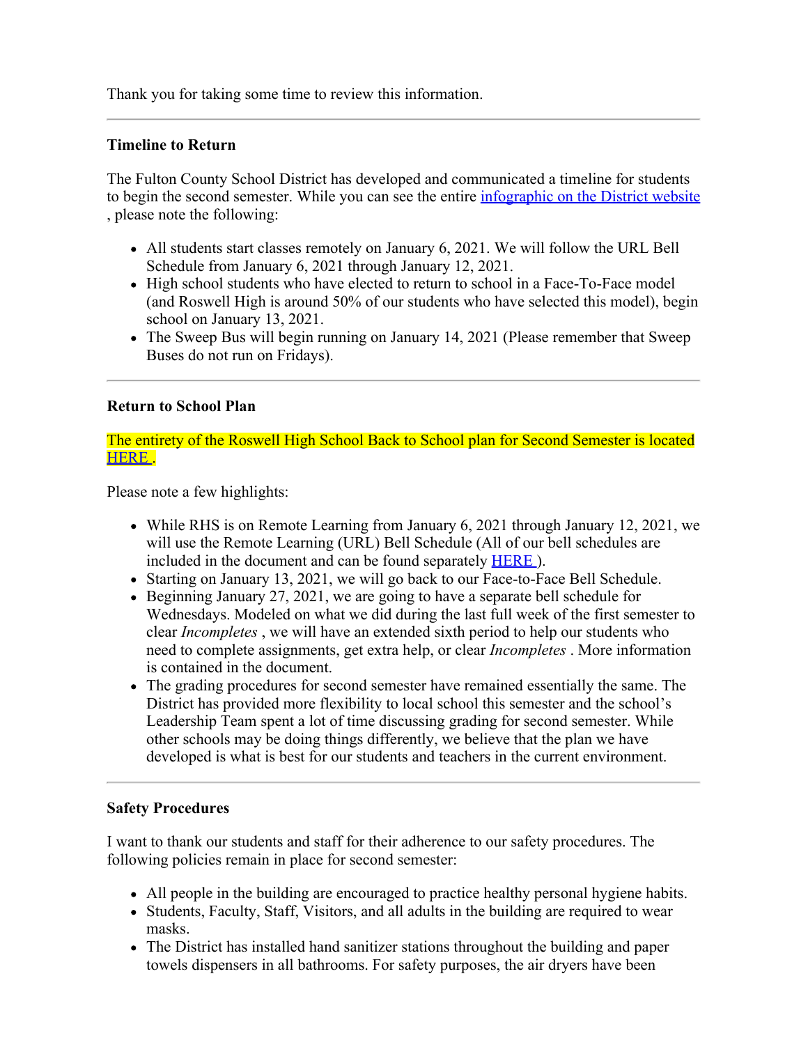Thank you for taking some time to review this information.

---

**Timeline to Return**

The Fulton County School District has developed and communicated a timeline for students to begin the second semester. While you can see the entire infographic on the District website , please note the following:

- All students start classes remotely on January 6, 2021. We will follow the URL Bell Schedule from January 6, 2021 through January 12, 2021.
- High school students who have elected to return to school in a Face-To-Face model (and Roswell High is around 50% of our students who have selected this model), begin school on January 13, 2021.
- The Sweep Bus will begin running on January 14, 2021 (Please remember that Sweep Buses do not run on Fridays).

---

**Return to School Plan**

The entirety of the Roswell High School Back to School plan for Second Semester is located HERE .

Please note a few highlights:

- While RHS is on Remote Learning from January 6, 2021 through January 12, 2021, we will use the Remote Learning (URL) Bell Schedule (All of our bell schedules are included in the document and can be found separately HERE ).
- Starting on January 13, 2021, we will go back to our Face-to-Face Bell Schedule.
- Beginning January 27, 2021, we are going to have a separate bell schedule for Wednesdays. Modeled on what we did during the last full week of the first semester to clear *Incompletes* , we will have an extended sixth period to help our students who need to complete assignments, get extra help, or clear *Incompletes* . More information is contained in the document.
- The grading procedures for second semester have remained essentially the same. The District has provided more flexibility to local school this semester and the school's Leadership Team spent a lot of time discussing grading for second semester. While other schools may be doing things differently, we believe that the plan we have developed is what is best for our students and teachers in the current environment.

---

**Safety Procedures**

I want to thank our students and staff for their adherence to our safety procedures. The following policies remain in place for second semester:

- All people in the building are encouraged to practice healthy personal hygiene habits.
- Students, Faculty, Staff, Visitors, and all adults in the building are required to wear masks.
- The District has installed hand sanitizer stations throughout the building and paper towels dispensers in all bathrooms. For safety purposes, the air dryers have been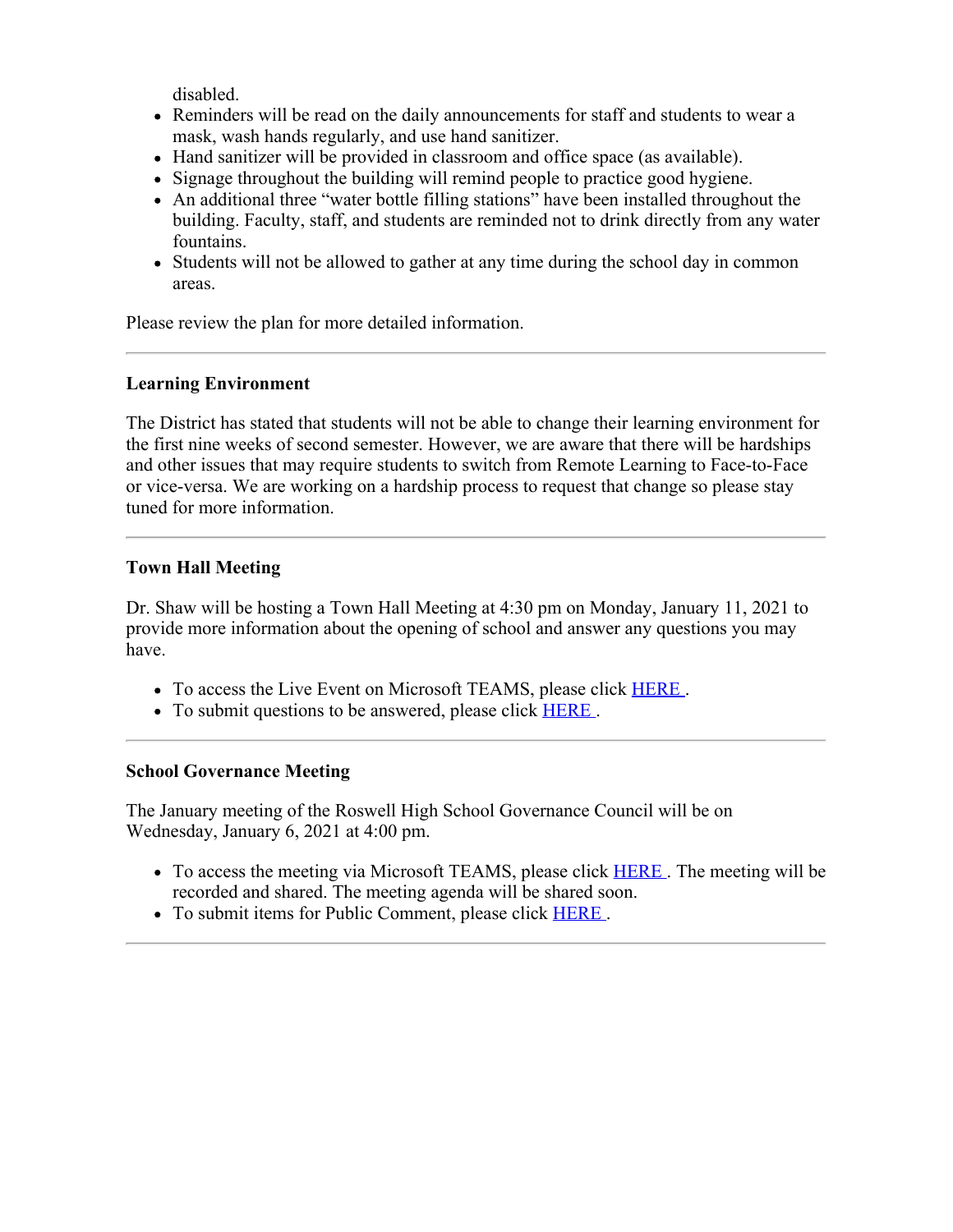disabled.

- Reminders will be read on the daily announcements for staff and students to wear a mask, wash hands regularly, and use hand sanitizer.
- Hand sanitizer will be provided in classroom and office space (as available).
- Signage throughout the building will remind people to practice good hygiene.
- An additional three "water bottle filling stations" have been installed throughout the building. Faculty, staff, and students are reminded not to drink directly from any water fountains.
- Students will not be allowed to gather at any time during the school day in common areas.

Please review the plan for more detailed information.

---

**Learning Environment**

The District has stated that students will not be able to change their learning environment for the first nine weeks of second semester. However, we are aware that there will be hardships and other issues that may require students to switch from Remote Learning to Face-to-Face or vice-versa. We are working on a hardship process to request that change so please stay tuned for more information.

---

**Town Hall Meeting**

Dr. Shaw will be hosting a Town Hall Meeting at 4:30 pm on Monday, January 11, 2021 to provide more information about the opening of school and answer any questions you may have.

- To access the Live Event on Microsoft TEAMS, please click HERE .
- To submit questions to be answered, please click HERE .

---

**School Governance Meeting**

The January meeting of the Roswell High School Governance Council will be on Wednesday, January 6, 2021 at 4:00 pm.

- To access the meeting via Microsoft TEAMS, please click HERE . The meeting will be recorded and shared. The meeting agenda will be shared soon.
- To submit items for Public Comment, please click HERE .

---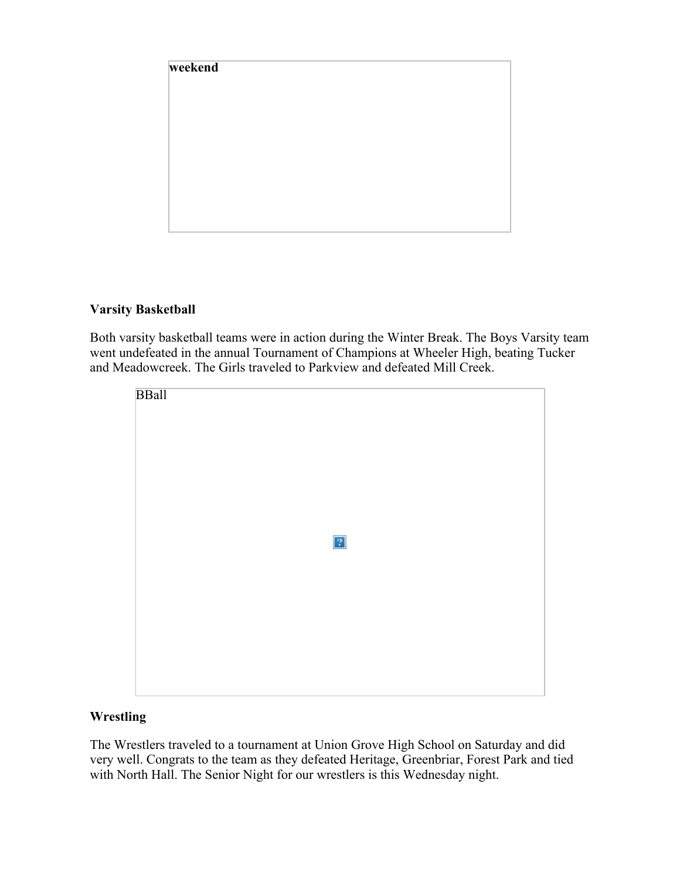**weekend**

**Varsity Basketball**

Both varsity basketball teams were in action during the Winter Break. The Boys Varsity team went undefeated in the annual Tournament of Champions at Wheeler High, beating Tucker and Meadowcreek. The Girls traveled to Parkview and defeated Mill Creek.

BBall

**Wrestling**

The Wrestlers traveled to a tournament at Union Grove High School on Saturday and did very well. Congrats to the team as they defeated Heritage, Greenbriar, Forest Park and tied with North Hall. The Senior Night for our wrestlers is this Wednesday night.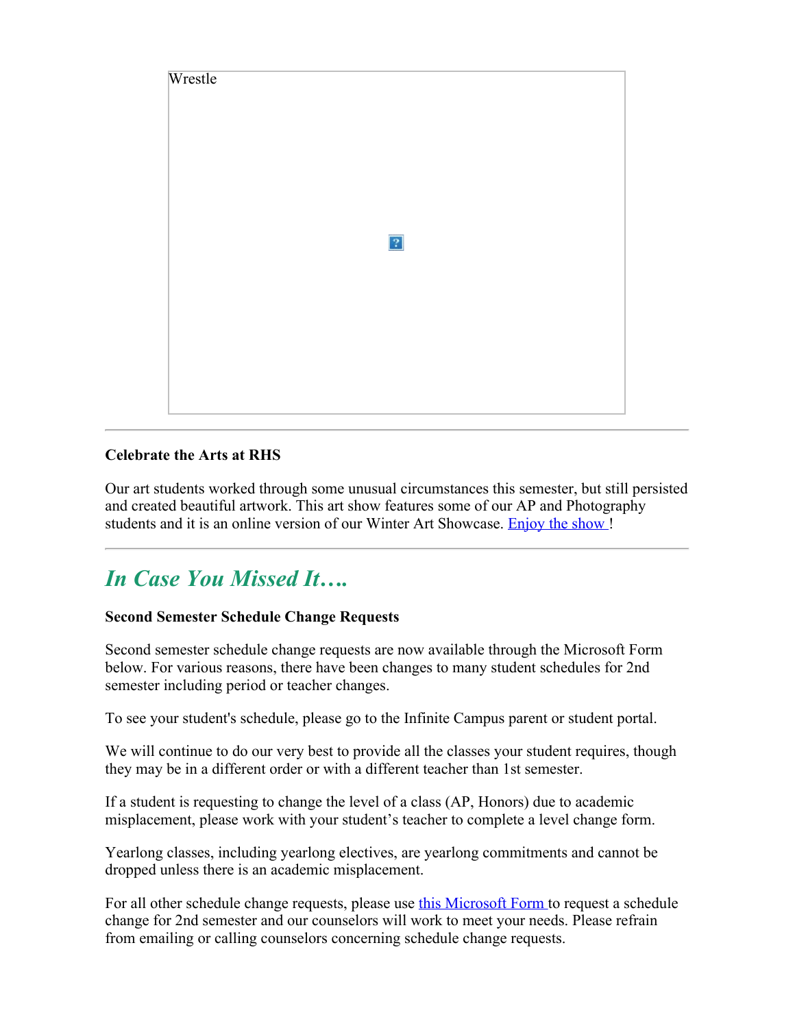Wrestle

---

**Celebrate the Arts at RHS**

Our art students worked through some unusual circumstances this semester, but still persisted and created beautiful artwork. This art show features some of our AP and Photography students and it is an online version of our Winter Art Showcase. Enjoy the show !

---

## *In Case You Missed It….*

**Second Semester Schedule Change Requests**

Second semester schedule change requests are now available through the Microsoft Form below. For various reasons, there have been changes to many student schedules for 2nd semester including period or teacher changes.

To see your student's schedule, please go to the Infinite Campus parent or student portal.

We will continue to do our very best to provide all the classes your student requires, though they may be in a different order or with a different teacher than 1st semester.

If a student is requesting to change the level of a class (AP, Honors) due to academic misplacement, please work with your student's teacher to complete a level change form.

Yearlong classes, including yearlong electives, are yearlong commitments and cannot be dropped unless there is an academic misplacement.

For all other schedule change requests, please use this Microsoft Form to request a schedule change for 2nd semester and our counselors will work to meet your needs. Please refrain from emailing or calling counselors concerning schedule change requests.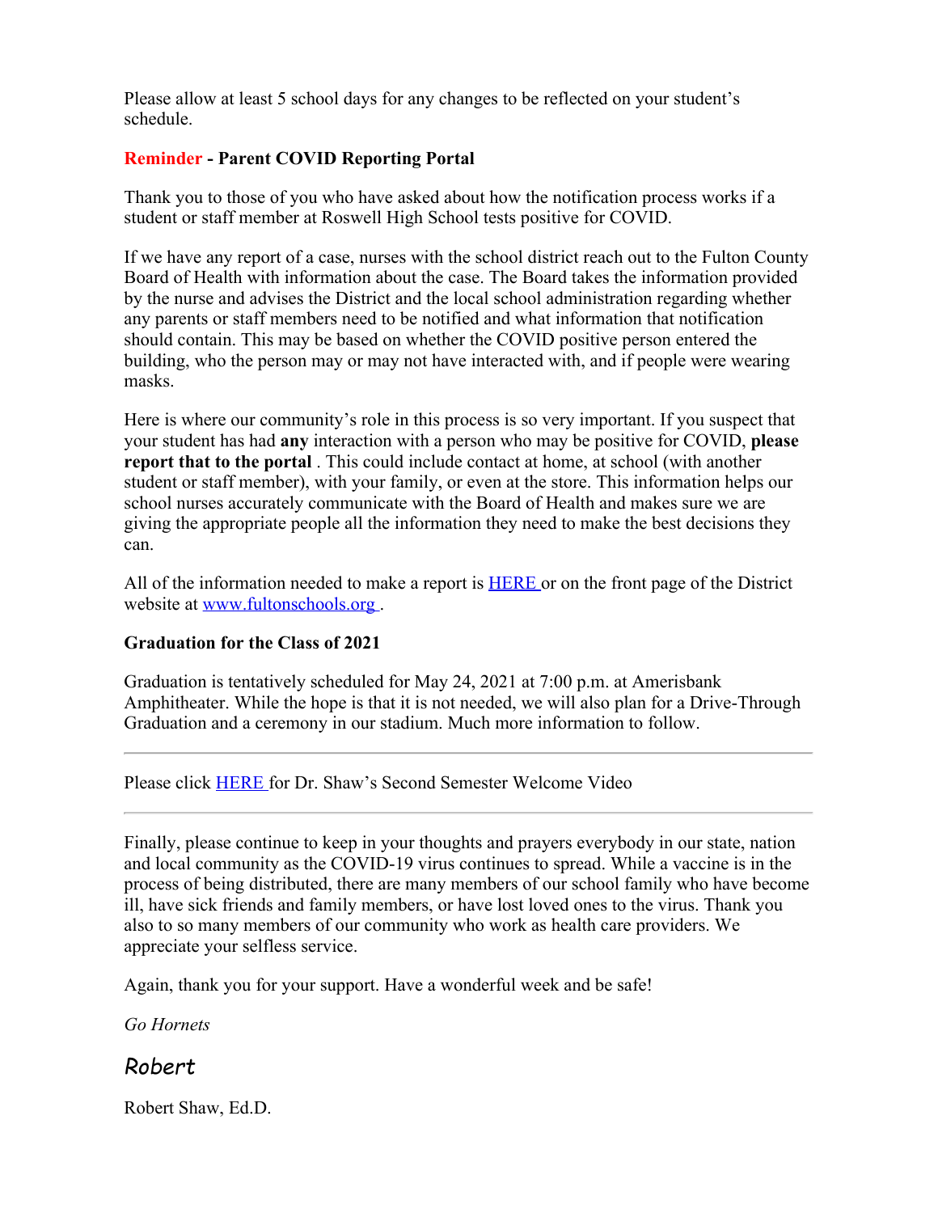Please allow at least 5 school days for any changes to be reflected on your student's schedule.

**Reminder - Parent COVID Reporting Portal**

Thank you to those of you who have asked about how the notification process works if a student or staff member at Roswell High School tests positive for COVID.

If we have any report of a case, nurses with the school district reach out to the Fulton County Board of Health with information about the case. The Board takes the information provided by the nurse and advises the District and the local school administration regarding whether any parents or staff members need to be notified and what information that notification should contain. This may be based on whether the COVID positive person entered the building, who the person may or may not have interacted with, and if people were wearing masks.

Here is where our community's role in this process is so very important. If you suspect that your student has had **any** interaction with a person who may be positive for COVID, **please report that to the portal** . This could include contact at home, at school (with another student or staff member), with your family, or even at the store. This information helps our school nurses accurately communicate with the Board of Health and makes sure we are giving the appropriate people all the information they need to make the best decisions they can.

All of the information needed to make a report is [HERE](#) or on the front page of the District website at [www.fultonschools.org](http://www.fultonschools.org) .

**Graduation for the Class of 2021**

Graduation is tentatively scheduled for May 24, 2021 at 7:00 p.m. at Amerisbank Amphitheater. While the hope is that it is not needed, we will also plan for a Drive-Through Graduation and a ceremony in our stadium. Much more information to follow.

---

Please click [HERE](#) for Dr. Shaw's Second Semester Welcome Video

---

Finally, please continue to keep in your thoughts and prayers everybody in our state, nation and local community as the COVID-19 virus continues to spread. While a vaccine is in the process of being distributed, there are many members of our school family who have become ill, have sick friends and family members, or have lost loved ones to the virus. Thank you also to so many members of our community who work as health care providers. We appreciate your selfless service.

Again, thank you for your support. Have a wonderful week and be safe!

*Go Hornets*

*Robert*

Robert Shaw, Ed.D.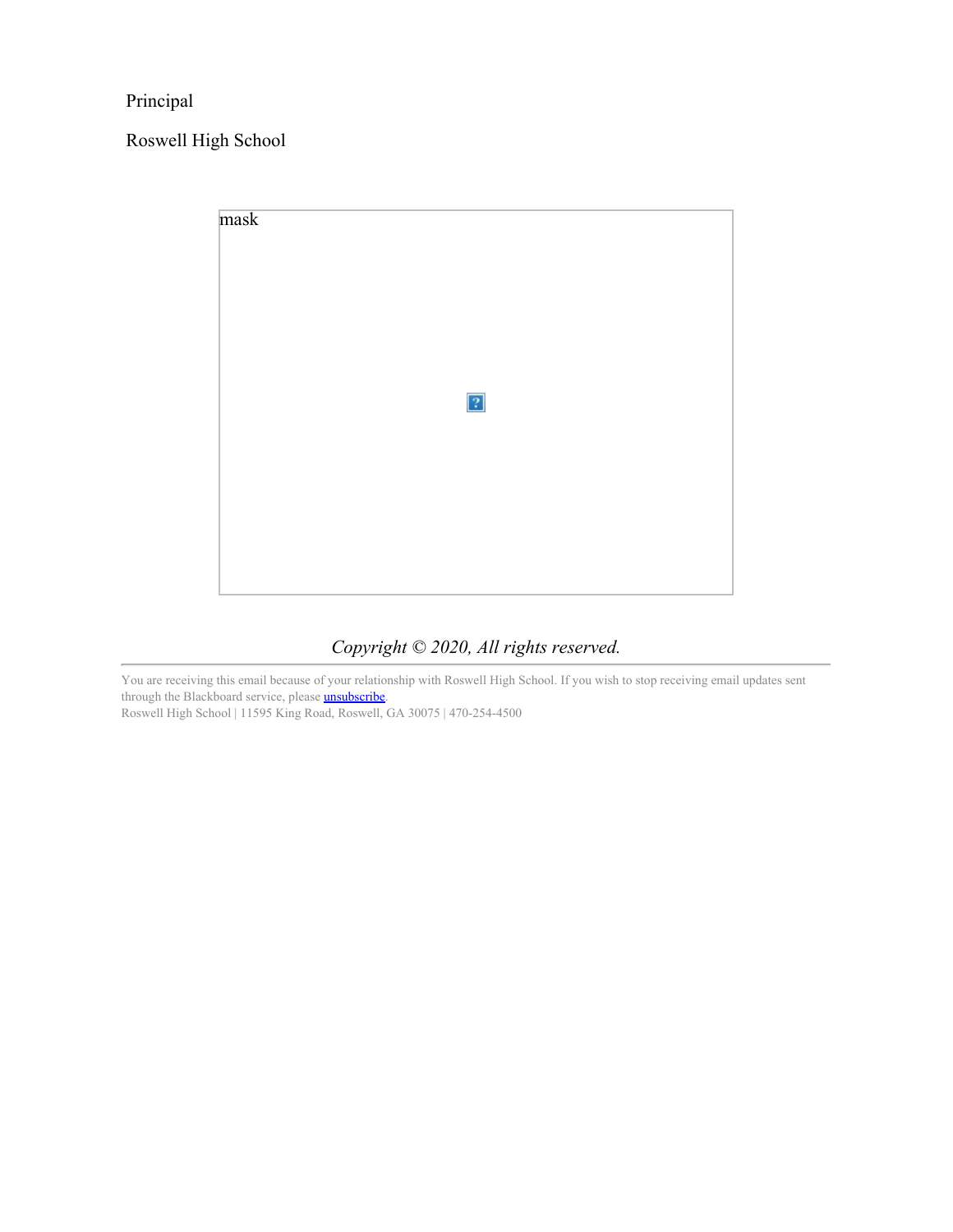Principal

Roswell High School

mask

*Copyright © 2020, All rights reserved.*

---

You are receiving this email because of your relationship with Roswell High School. If you wish to stop receiving email updates sent through the Blackboard service, please unsubscribe.
Roswell High School | 11595 King Road, Roswell, GA 30075 | 470-254-4500